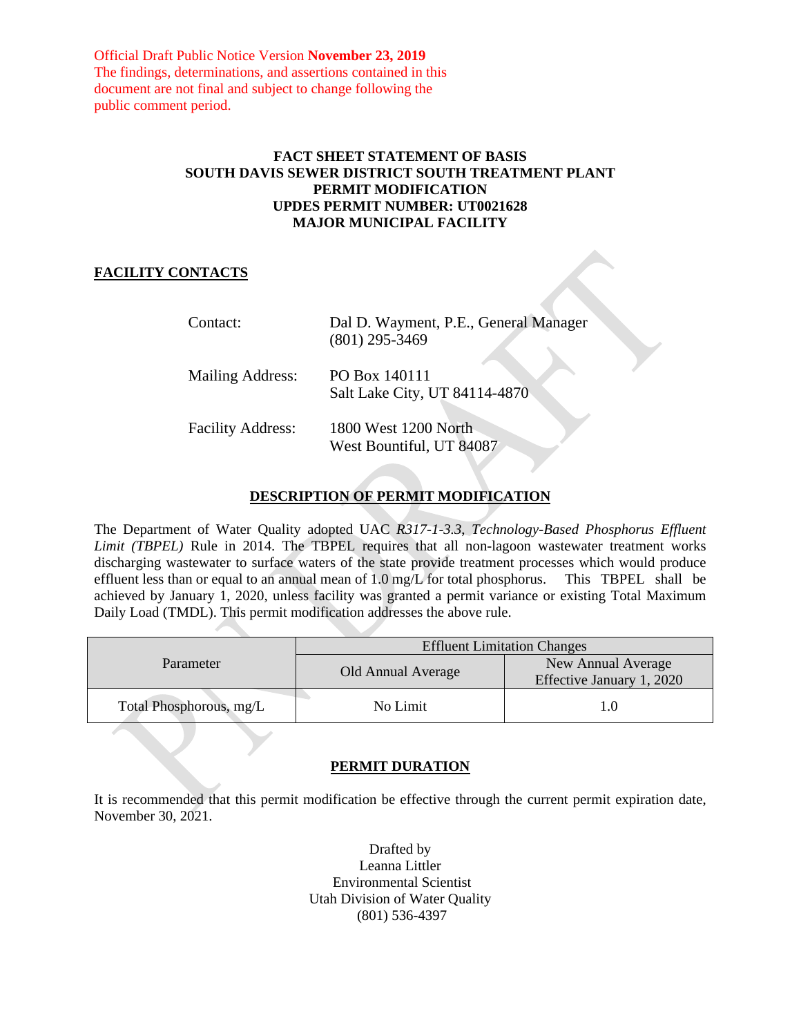Official Draft Public Notice Version **November 23, 2019**
The findings, determinations, and assertions contained in this document are not final and subject to change following the public comment period.

**FACT SHEET STATEMENT OF BASIS**
**SOUTH DAVIS SEWER DISTRICT SOUTH TREATMENT PLANT**
**PERMIT MODIFICATION**
**UPDES PERMIT NUMBER: UT0021628**
**MAJOR MUNICIPAL FACILITY**

## FACILITY CONTACTS

Contact: Dal D. Wayment, P.E., General Manager
(801) 295-3469

Mailing Address: PO Box 140111
Salt Lake City, UT 84114-4870

Facility Address: 1800 West 1200 North
West Bountiful, UT 84087

## DESCRIPTION OF PERMIT MODIFICATION

The Department of Water Quality adopted UAC *R317-1-3.3*, *Technology-Based Phosphorus Effluent Limit (TBPEL)* Rule in 2014. The TBPEL requires that all non-lagoon wastewater treatment works discharging wastewater to surface waters of the state provide treatment processes which would produce effluent less than or equal to an annual mean of 1.0 mg/L for total phosphorus. This TBPEL shall be achieved by January 1, 2020, unless facility was granted a permit variance or existing Total Maximum Daily Load (TMDL). This permit modification addresses the above rule.

| Parameter | Effluent Limitation Changes | |
|---|---|---|
| | Old Annual Average | New Annual Average Effective January 1, 2020 |
| Total Phosphorous, mg/L | No Limit | 1.0 |

## PERMIT DURATION

It is recommended that this permit modification be effective through the current permit expiration date, November 30, 2021.

Drafted by
Leanna Littler
Environmental Scientist
Utah Division of Water Quality
(801) 536-4397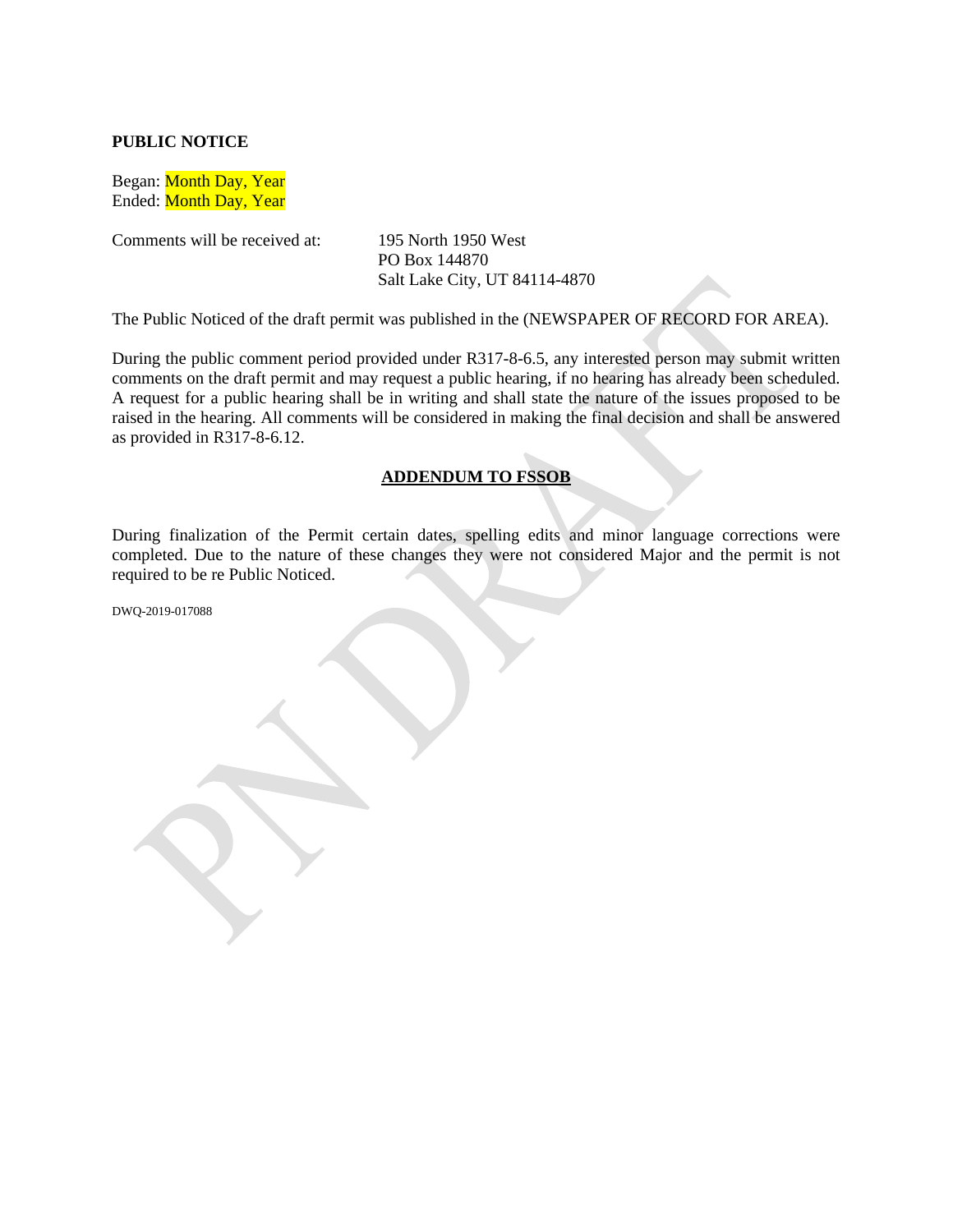**PUBLIC NOTICE**

Began: Month Day, Year
Ended: Month Day, Year

Comments will be received at: 195 North 1950 West
PO Box 144870
Salt Lake City, UT 84114-4870

The Public Noticed of the draft permit was published in the (NEWSPAPER OF RECORD FOR AREA).

During the public comment period provided under R317-8-6.5, any interested person may submit written comments on the draft permit and may request a public hearing, if no hearing has already been scheduled. A request for a public hearing shall be in writing and shall state the nature of the issues proposed to be raised in the hearing. All comments will be considered in making the final decision and shall be answered as provided in R317-8-6.12.

**ADDENDUM TO FSSOB**

During finalization of the Permit certain dates, spelling edits and minor language corrections were completed. Due to the nature of these changes they were not considered Major and the permit is not required to be re Public Noticed.

DWQ-2019-017088